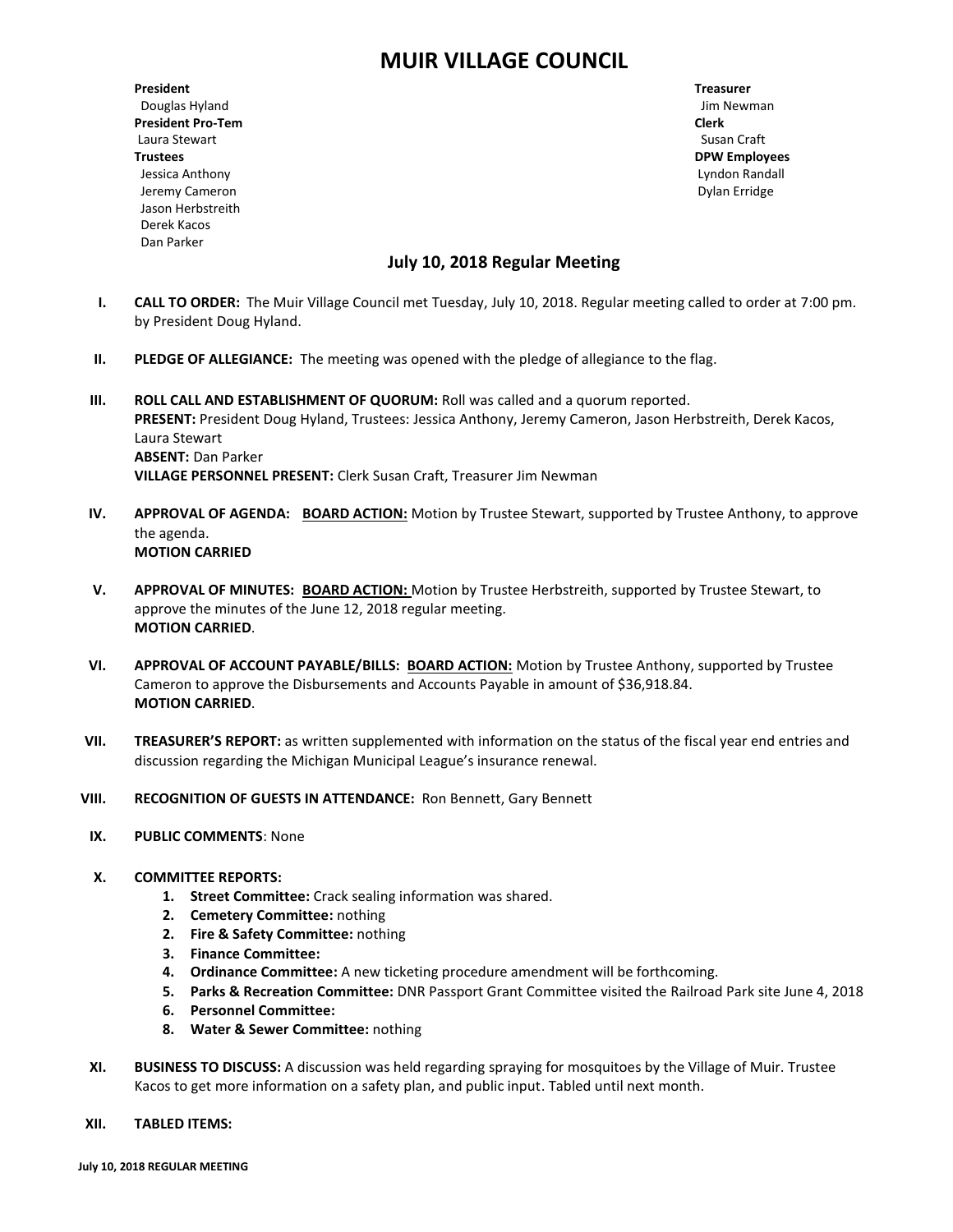# MUIR VILLAGE COUNCIL

**President**
Douglas Hyland
**President Pro-Tem**
Laura Stewart
**Trustees**
Jessica Anthony
Jeremy Cameron
Jason Herbstreith
Derek Kacos
Dan Parker

**Treasurer**
Jim Newman
**Clerk**
Susan Craft
**DPW Employees**
Lyndon Randall
Dylan Erridge

## July 10, 2018 Regular Meeting

I. **CALL TO ORDER:** The Muir Village Council met Tuesday, July 10, 2018. Regular meeting called to order at 7:00 pm. by President Doug Hyland.

II. **PLEDGE OF ALLEGIANCE:** The meeting was opened with the pledge of allegiance to the flag.

III. **ROLL CALL AND ESTABLISHMENT OF QUORUM:** Roll was called and a quorum reported.
**PRESENT:** President Doug Hyland, Trustees: Jessica Anthony, Jeremy Cameron, Jason Herbstreith, Derek Kacos, Laura Stewart
**ABSENT:** Dan Parker
**VILLAGE PERSONNEL PRESENT:** Clerk Susan Craft, Treasurer Jim Newman

IV. **APPROVAL OF AGENDA:** **BOARD ACTION:** Motion by Trustee Stewart, supported by Trustee Anthony, to approve the agenda.
**MOTION CARRIED**

V. **APPROVAL OF MINUTES:** **BOARD ACTION:** Motion by Trustee Herbstreith, supported by Trustee Stewart, to approve the minutes of the June 12, 2018 regular meeting.
**MOTION CARRIED**.

VI. **APPROVAL OF ACCOUNT PAYABLE/BILLS:** **BOARD ACTION:** Motion by Trustee Anthony, supported by Trustee Cameron to approve the Disbursements and Accounts Payable in amount of $36,918.84.
**MOTION CARRIED**.

VII. **TREASURER'S REPORT:** as written supplemented with information on the status of the fiscal year end entries and discussion regarding the Michigan Municipal League's insurance renewal.

VIII. **RECOGNITION OF GUESTS IN ATTENDANCE:** Ron Bennett, Gary Bennett

IX. **PUBLIC COMMENTS**: None

X. **COMMITTEE REPORTS:**
1. **Street Committee:** Crack sealing information was shared.
2. **Cemetery Committee:** nothing
2. **Fire & Safety Committee:** nothing
3. **Finance Committee:**
4. **Ordinance Committee:** A new ticketing procedure amendment will be forthcoming.
5. **Parks & Recreation Committee:** DNR Passport Grant Committee visited the Railroad Park site June 4, 2018
6. **Personnel Committee:**
8. **Water & Sewer Committee:** nothing

XI. **BUSINESS TO DISCUSS:** A discussion was held regarding spraying for mosquitoes by the Village of Muir. Trustee Kacos to get more information on a safety plan, and public input. Tabled until next month.

XII. **TABLED ITEMS:**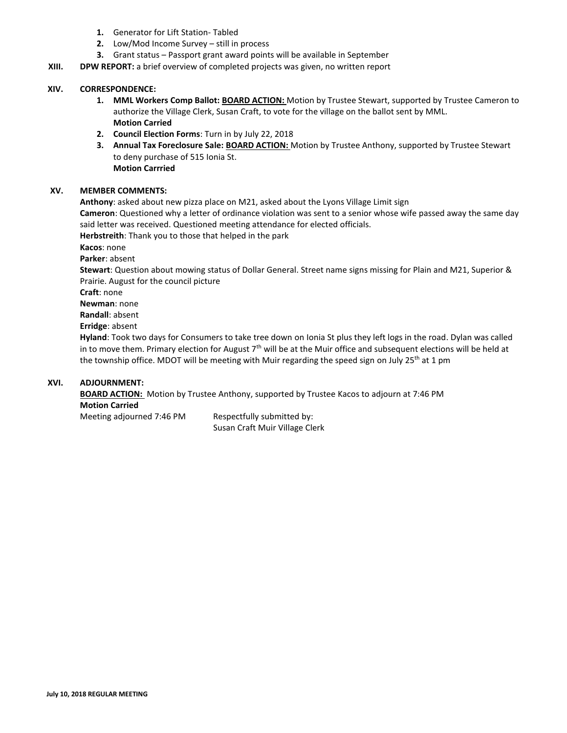1. Generator for Lift Station- Tabled
2. Low/Mod Income Survey – still in process
3. Grant status – Passport grant award points will be available in September

**XIII. DPW REPORT:** a brief overview of completed projects was given, no written report

**XIV. CORRESPONDENCE:**

1. **MML Workers Comp Ballot: BOARD ACTION:** Motion by Trustee Stewart, supported by Trustee Cameron to authorize the Village Clerk, Susan Craft, to vote for the village on the ballot sent by MML.
   **Motion Carried**
2. **Council Election Forms**: Turn in by July 22, 2018
3. **Annual Tax Foreclosure Sale: BOARD ACTION:** Motion by Trustee Anthony, supported by Trustee Stewart to deny purchase of 515 Ionia St.
   **Motion Carrried**

**XV. MEMBER COMMENTS:**

**Anthony**: asked about new pizza place on M21, asked about the Lyons Village Limit sign

**Cameron**: Questioned why a letter of ordinance violation was sent to a senior whose wife passed away the same day said letter was received. Questioned meeting attendance for elected officials.

**Herbstreith**: Thank you to those that helped in the park

**Kacos**: none

**Parker**: absent

**Stewart**: Question about mowing status of Dollar General. Street name signs missing for Plain and M21, Superior & Prairie. August for the council picture

**Craft**: none

**Newman**: none

**Randall**: absent

**Erridge**: absent

**Hyland**: Took two days for Consumers to take tree down on Ionia St plus they left logs in the road. Dylan was called in to move them. Primary election for August 7th will be at the Muir office and subsequent elections will be held at the township office. MDOT will be meeting with Muir regarding the speed sign on July 25th at 1 pm

**XVI. ADJOURNMENT:**

**BOARD ACTION:** Motion by Trustee Anthony, supported by Trustee Kacos to adjourn at 7:46 PM
**Motion Carried**

Meeting adjourned 7:46 PM

Respectfully submitted by:
Susan Craft Muir Village Clerk